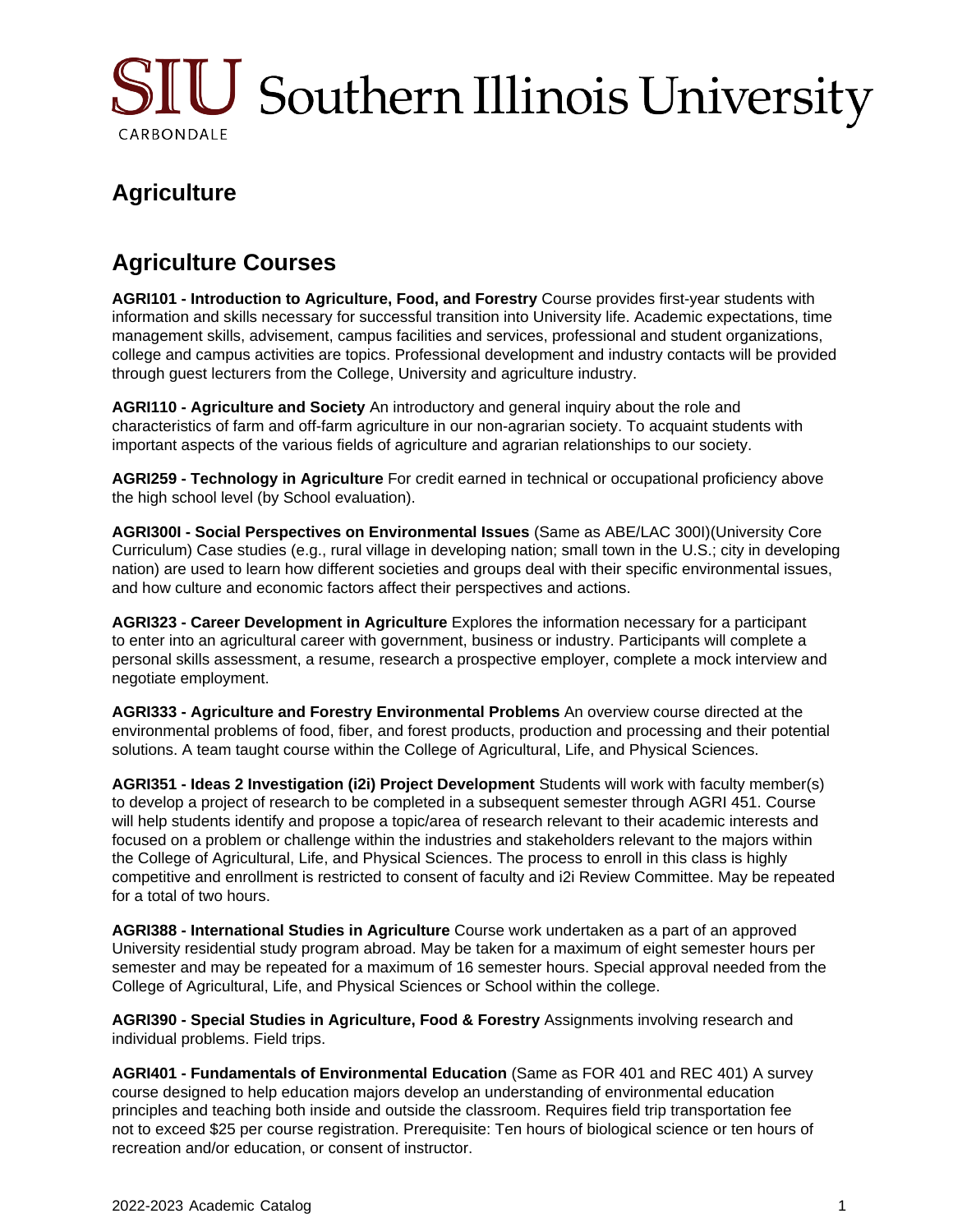# Agriculture

## Agriculture Courses

**AGRI101 - Introduction to Agriculture, Food, and Forestry** Course provides first-year students with information and skills necessary for successful transition into University life. Academic expectations, time management skills, advisement, campus facilities and services, professional and student organizations, college and campus activities are topics. Professional development and industry contacts will be provided through guest lecturers from the College, University and agriculture industry.

**AGRI110 - Agriculture and Society** An introductory and general inquiry about the role and characteristics of farm and off-farm agriculture in our non-agrarian society. To acquaint students with important aspects of the various fields of agriculture and agrarian relationships to our society.

**AGRI259 - Technology in Agriculture** For credit earned in technical or occupational proficiency above the high school level (by School evaluation).

**AGRI300I - Social Perspectives on Environmental Issues** (Same as ABE/LAC 300I)(University Core Curriculum) Case studies (e.g., rural village in developing nation; small town in the U.S.; city in developing nation) are used to learn how different societies and groups deal with their specific environmental issues, and how culture and economic factors affect their perspectives and actions.

**AGRI323 - Career Development in Agriculture** Explores the information necessary for a participant to enter into an agricultural career with government, business or industry. Participants will complete a personal skills assessment, a resume, research a prospective employer, complete a mock interview and negotiate employment.

**AGRI333 - Agriculture and Forestry Environmental Problems** An overview course directed at the environmental problems of food, fiber, and forest products, production and processing and their potential solutions. A team taught course within the College of Agricultural, Life, and Physical Sciences.

**AGRI351 - Ideas 2 Investigation (i2i) Project Development** Students will work with faculty member(s) to develop a project of research to be completed in a subsequent semester through AGRI 451. Course will help students identify and propose a topic/area of research relevant to their academic interests and focused on a problem or challenge within the industries and stakeholders relevant to the majors within the College of Agricultural, Life, and Physical Sciences. The process to enroll in this class is highly competitive and enrollment is restricted to consent of faculty and i2i Review Committee. May be repeated for a total of two hours.

**AGRI388 - International Studies in Agriculture** Course work undertaken as a part of an approved University residential study program abroad. May be taken for a maximum of eight semester hours per semester and may be repeated for a maximum of 16 semester hours. Special approval needed from the College of Agricultural, Life, and Physical Sciences or School within the college.

**AGRI390 - Special Studies in Agriculture, Food & Forestry** Assignments involving research and individual problems. Field trips.

**AGRI401 - Fundamentals of Environmental Education** (Same as FOR 401 and REC 401) A survey course designed to help education majors develop an understanding of environmental education principles and teaching both inside and outside the classroom. Requires field trip transportation fee not to exceed $25 per course registration. Prerequisite: Ten hours of biological science or ten hours of recreation and/or education, or consent of instructor.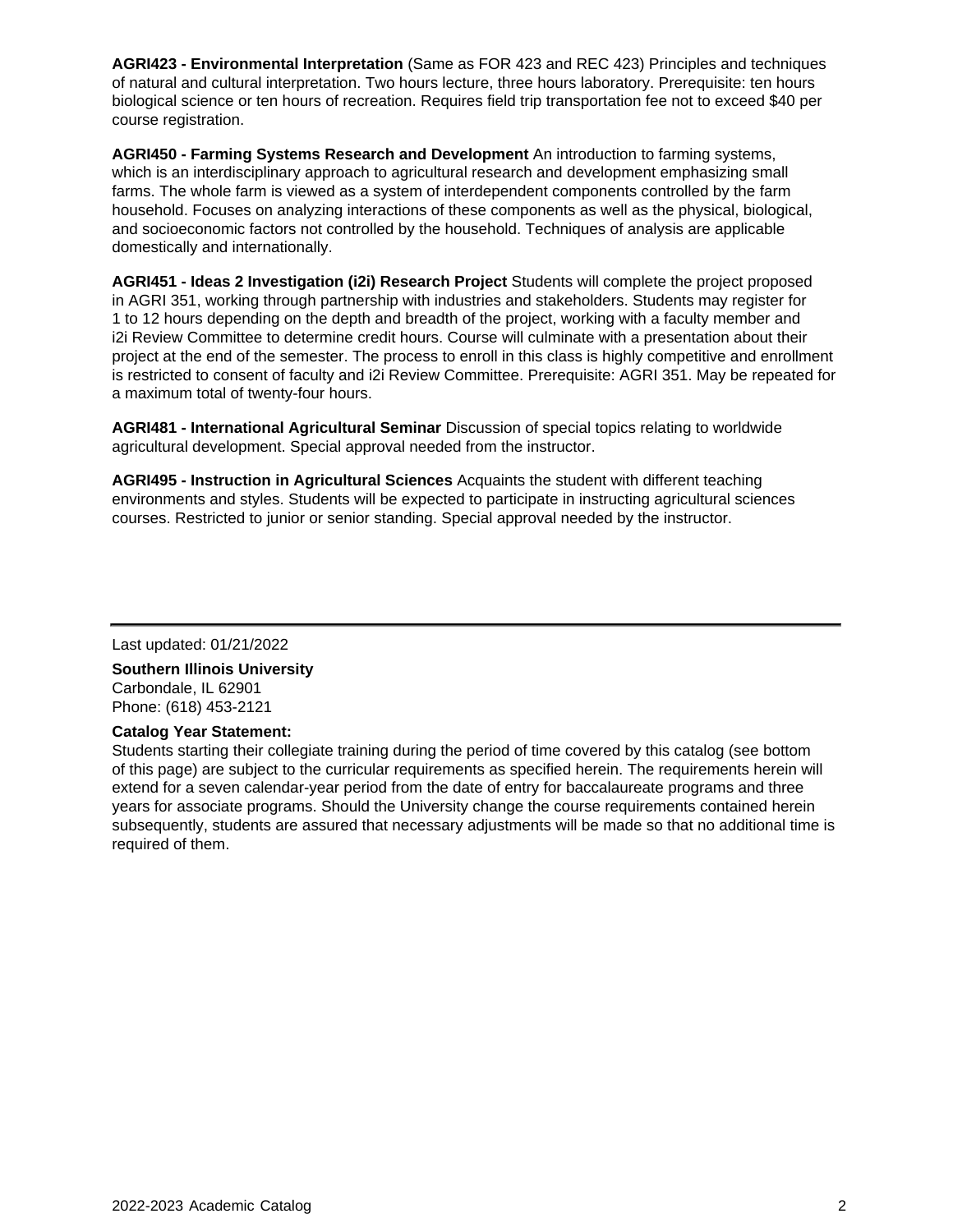**AGRI423 - Environmental Interpretation** (Same as FOR 423 and REC 423) Principles and techniques of natural and cultural interpretation. Two hours lecture, three hours laboratory. Prerequisite: ten hours biological science or ten hours of recreation. Requires field trip transportation fee not to exceed $40 per course registration.

**AGRI450 - Farming Systems Research and Development** An introduction to farming systems, which is an interdisciplinary approach to agricultural research and development emphasizing small farms. The whole farm is viewed as a system of interdependent components controlled by the farm household. Focuses on analyzing interactions of these components as well as the physical, biological, and socioeconomic factors not controlled by the household. Techniques of analysis are applicable domestically and internationally.

**AGRI451 - Ideas 2 Investigation (i2i) Research Project** Students will complete the project proposed in AGRI 351, working through partnership with industries and stakeholders. Students may register for 1 to 12 hours depending on the depth and breadth of the project, working with a faculty member and i2i Review Committee to determine credit hours. Course will culminate with a presentation about their project at the end of the semester. The process to enroll in this class is highly competitive and enrollment is restricted to consent of faculty and i2i Review Committee. Prerequisite: AGRI 351. May be repeated for a maximum total of twenty-four hours.

**AGRI481 - International Agricultural Seminar** Discussion of special topics relating to worldwide agricultural development. Special approval needed from the instructor.

**AGRI495 - Instruction in Agricultural Sciences** Acquaints the student with different teaching environments and styles. Students will be expected to participate in instructing agricultural sciences courses. Restricted to junior or senior standing. Special approval needed by the instructor.

---

Last updated: 01/21/2022

**Southern Illinois University**
Carbondale, IL 62901
Phone: (618) 453-2121

**Catalog Year Statement:**
Students starting their collegiate training during the period of time covered by this catalog (see bottom of this page) are subject to the curricular requirements as specified herein. The requirements herein will extend for a seven calendar-year period from the date of entry for baccalaureate programs and three years for associate programs. Should the University change the course requirements contained herein subsequently, students are assured that necessary adjustments will be made so that no additional time is required of them.

2022-2023 Academic Catalog